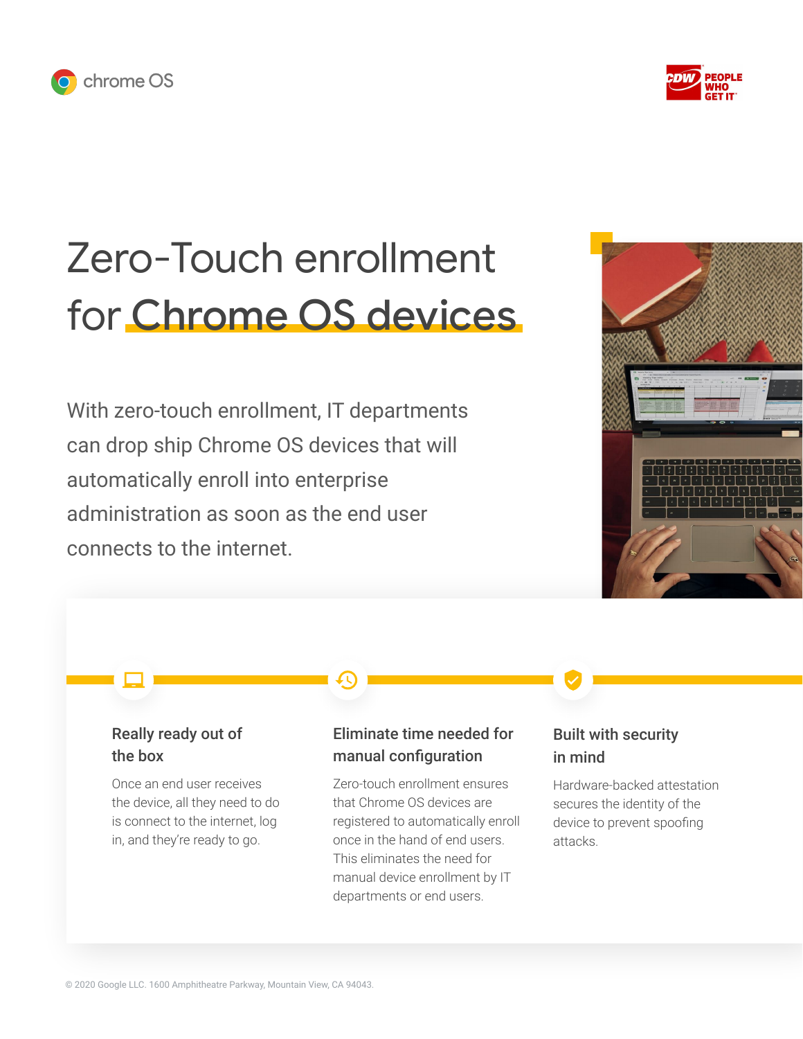chrome OS

CDW PEOPLE WHO GET IT

# Zero-Touch enrollment for Chrome OS devices

With zero-touch enrollment, IT departments can drop ship Chrome OS devices that will automatically enroll into enterprise administration as soon as the end user connects to the internet.

### Really ready out of the box

Once an end user receives the device, all they need to do is connect to the internet, log in, and they're ready to go.

### Eliminate time needed for manual configuration

Zero-touch enrollment ensures that Chrome OS devices are registered to automatically enroll once in the hand of end users. This eliminates the need for manual device enrollment by IT departments or end users.

### Built with security in mind

Hardware-backed attestation secures the identity of the device to prevent spoofing attacks.

© 2020 Google LLC. 1600 Amphitheatre Parkway, Mountain View, CA 94043.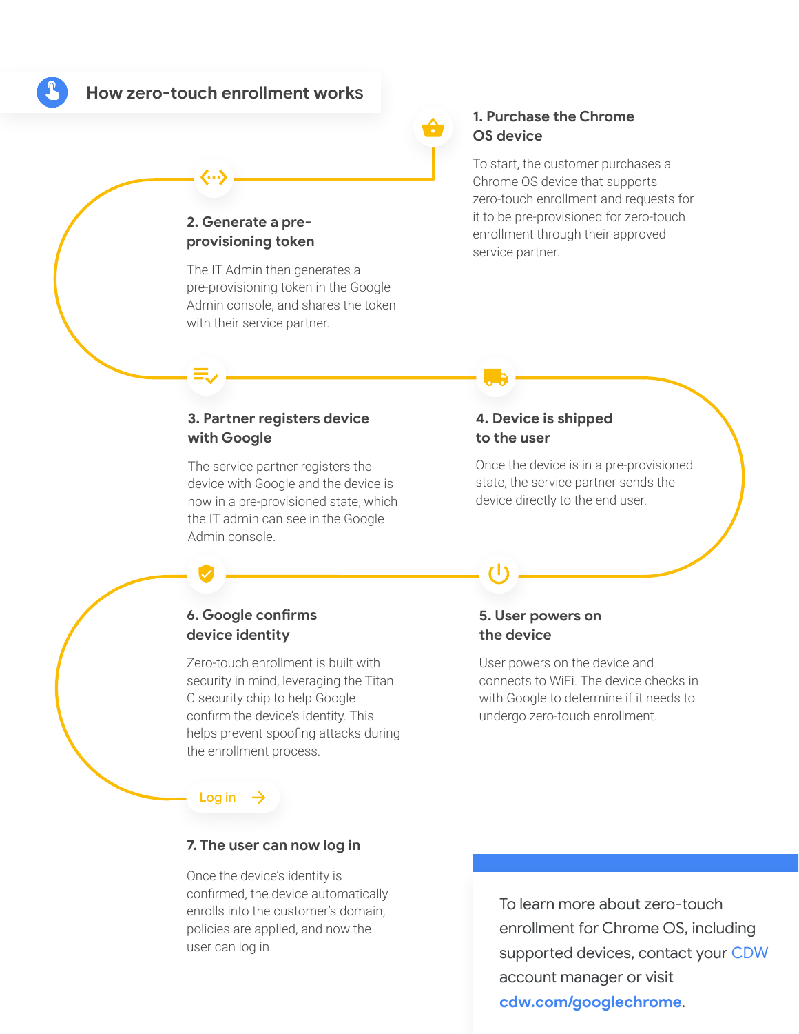## How zero-touch enrollment works

### 1. Purchase the Chrome OS device

To start, the customer purchases a Chrome OS device that supports zero-touch enrollment and requests for it to be pre-provisioned for zero-touch enrollment through their approved service partner.

### 2. Generate a pre-provisioning token

The IT Admin then generates a pre-provisioning token in the Google Admin console, and shares the token with their service partner.

### 3. Partner registers device with Google

The service partner registers the device with Google and the device is now in a pre-provisioned state, which the IT admin can see in the Google Admin console.

### 4. Device is shipped to the user

Once the device is in a pre-provisioned state, the service partner sends the device directly to the end user.

### 5. User powers on the device

User powers on the device and connects to WiFi. The device checks in with Google to determine if it needs to undergo zero-touch enrollment.

### 6. Google confirms device identity

Zero-touch enrollment is built with security in mind, leveraging the Titan C security chip to help Google confirm the device's identity. This helps prevent spoofing attacks during the enrollment process.

Log in →

### 7. The user can now log in

Once the device's identity is confirmed, the device automatically enrolls into the customer's domain, policies are applied, and now the user can log in.

To learn more about zero-touch enrollment for Chrome OS, including supported devices, contact your CDW account manager or visit **cdw.com/googlechrome**.